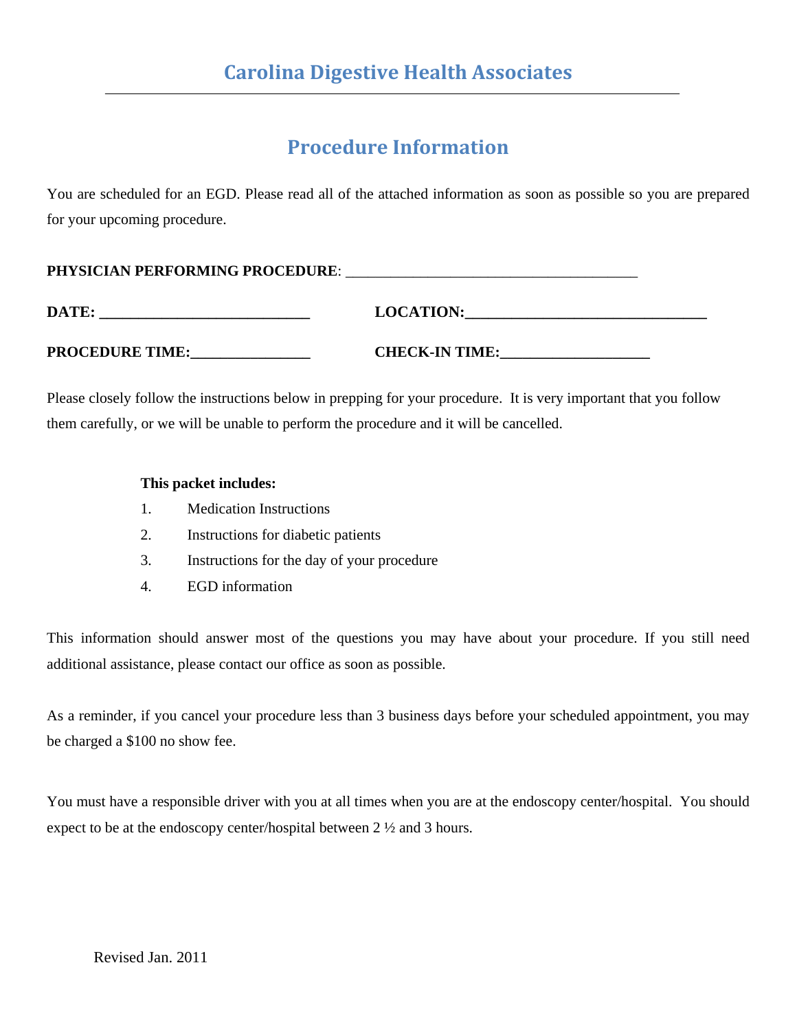# Carolina Digestive Health Associates

## Procedure Information

You are scheduled for an EGD. Please read all of the attached information as soon as possible so you are prepared for your upcoming procedure.

**PHYSICIAN PERFORMING PROCEDURE**: ______________________________________

**DATE: ___________________________** **LOCATION:________________________________**

**PROCEDURE TIME:________________** **CHECK-IN TIME:____________________**

Please closely follow the instructions below in prepping for your procedure. It is very important that you follow them carefully, or we will be unable to perform the procedure and it will be cancelled.

**This packet includes:**

1. Medication Instructions
2. Instructions for diabetic patients
3. Instructions for the day of your procedure
4. EGD information

This information should answer most of the questions you may have about your procedure. If you still need additional assistance, please contact our office as soon as possible.

As a reminder, if you cancel your procedure less than 3 business days before your scheduled appointment, you may be charged a $100 no show fee.

You must have a responsible driver with you at all times when you are at the endoscopy center/hospital. You should expect to be at the endoscopy center/hospital between 2 ½ and 3 hours.

Revised Jan. 2011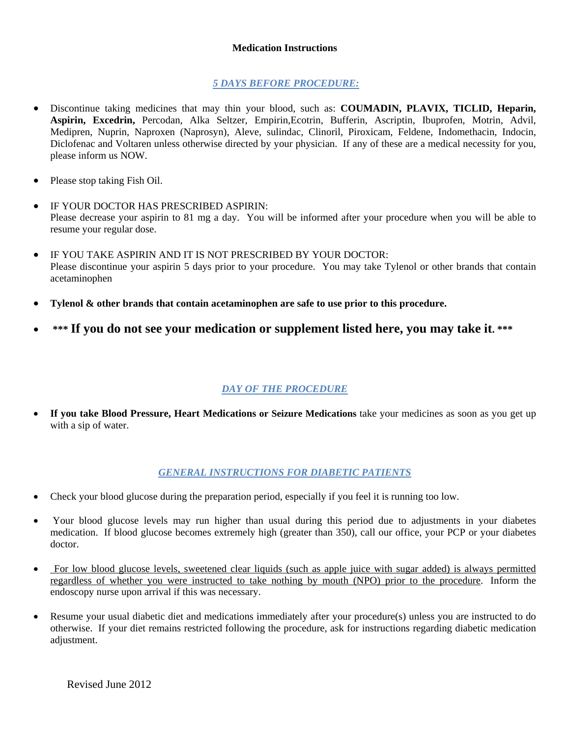# Medication Instructions

## *5 DAYS BEFORE PROCEDURE:*

- Discontinue taking medicines that may thin your blood, such as: **COUMADIN, PLAVIX, TICLID, Heparin, Aspirin, Excedrin,** Percodan, Alka Seltzer, Empirin,Ecotrin, Bufferin, Ascriptin, Ibuprofen, Motrin, Advil, Medipren, Nuprin, Naproxen (Naprosyn), Aleve, sulindac, Clinoril, Piroxicam, Feldene, Indomethacin, Indocin, Diclofenac and Voltaren unless otherwise directed by your physician. If any of these are a medical necessity for you, please inform us NOW.

- Please stop taking Fish Oil.

- IF YOUR DOCTOR HAS PRESCRIBED ASPIRIN:
  Please decrease your aspirin to 81 mg a day. You will be informed after your procedure when you will be able to resume your regular dose.

- IF YOU TAKE ASPIRIN AND IT IS NOT PRESCRIBED BY YOUR DOCTOR:
  Please discontinue your aspirin 5 days prior to your procedure. You may take Tylenol or other brands that contain acetaminophen

- **Tylenol & other brands that contain acetaminophen are safe to use prior to this procedure.**

- **\*\*\* If you do not see your medication or supplement listed here, you may take it. \*\*\***

## *DAY OF THE PROCEDURE*

- **If you take Blood Pressure, Heart Medications or Seizure Medications** take your medicines as soon as you get up with a sip of water.

## *GENERAL INSTRUCTIONS FOR DIABETIC PATIENTS*

- Check your blood glucose during the preparation period, especially if you feel it is running too low.

- Your blood glucose levels may run higher than usual during this period due to adjustments in your diabetes medication. If blood glucose becomes extremely high (greater than 350), call our office, your PCP or your diabetes doctor.

- For low blood glucose levels, sweetened clear liquids (such as apple juice with sugar added) is always permitted regardless of whether you were instructed to take nothing by mouth (NPO) prior to the procedure. Inform the endoscopy nurse upon arrival if this was necessary.

- Resume your usual diabetic diet and medications immediately after your procedure(s) unless you are instructed to do otherwise. If your diet remains restricted following the procedure, ask for instructions regarding diabetic medication adjustment.

Revised June 2012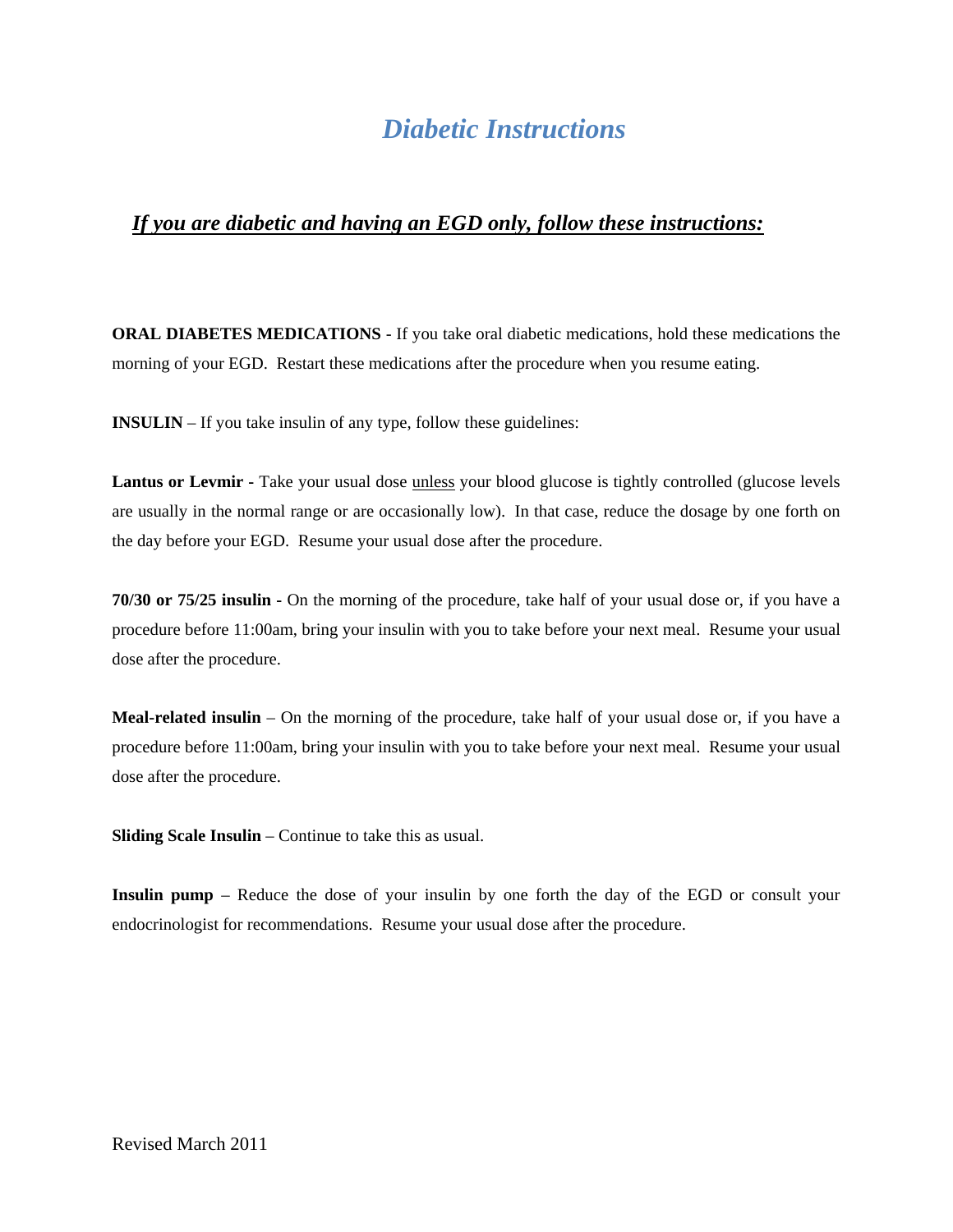# *Diabetic Instructions*

## ***If you are diabetic and having an EGD only, follow these instructions:***

**ORAL DIABETES MEDICATIONS** - If you take oral diabetic medications, hold these medications the morning of your EGD. Restart these medications after the procedure when you resume eating.

**INSULIN** – If you take insulin of any type, follow these guidelines:

**Lantus or Levmir -** Take your usual dose unless your blood glucose is tightly controlled (glucose levels are usually in the normal range or are occasionally low). In that case, reduce the dosage by one forth on the day before your EGD. Resume your usual dose after the procedure.

**70/30 or 75/25 insulin -** On the morning of the procedure, take half of your usual dose or, if you have a procedure before 11:00am, bring your insulin with you to take before your next meal. Resume your usual dose after the procedure.

**Meal-related insulin** – On the morning of the procedure, take half of your usual dose or, if you have a procedure before 11:00am, bring your insulin with you to take before your next meal. Resume your usual dose after the procedure.

**Sliding Scale Insulin** – Continue to take this as usual.

**Insulin pump** – Reduce the dose of your insulin by one forth the day of the EGD or consult your endocrinologist for recommendations. Resume your usual dose after the procedure.

Revised March 2011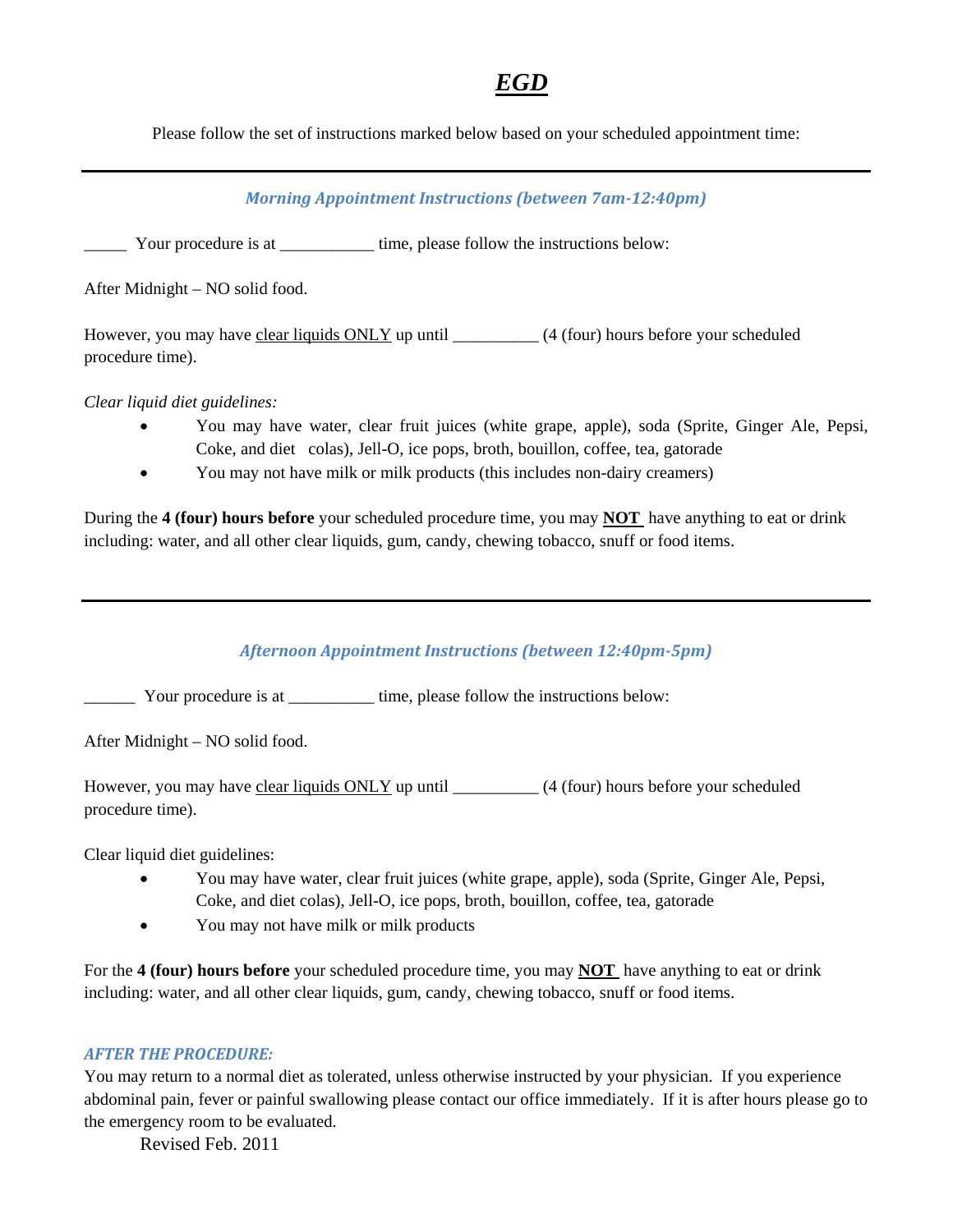# ***EGD***

Please follow the set of instructions marked below based on your scheduled appointment time:

---

### *Morning Appointment Instructions (between 7am-12:40pm)*

_____ Your procedure is at ___________ time, please follow the instructions below:

After Midnight – NO solid food.

However, you may have clear liquids ONLY up until __________ (4 (four) hours before your scheduled procedure time).

*Clear liquid diet guidelines:*

- You may have water, clear fruit juices (white grape, apple), soda (Sprite, Ginger Ale, Pepsi, Coke, and diet colas), Jell-O, ice pops, broth, bouillon, coffee, tea, gatorade
- You may not have milk or milk products (this includes non-dairy creamers)

During the **4 (four) hours before** your scheduled procedure time, you may **NOT** have anything to eat or drink including: water, and all other clear liquids, gum, candy, chewing tobacco, snuff or food items.

---

### *Afternoon Appointment Instructions (between 12:40pm-5pm)*

______ Your procedure is at __________ time, please follow the instructions below:

After Midnight – NO solid food.

However, you may have clear liquids ONLY up until __________ (4 (four) hours before your scheduled procedure time).

Clear liquid diet guidelines:

- You may have water, clear fruit juices (white grape, apple), soda (Sprite, Ginger Ale, Pepsi, Coke, and diet colas), Jell-O, ice pops, broth, bouillon, coffee, tea, gatorade
- You may not have milk or milk products

For the **4 (four) hours before** your scheduled procedure time, you may **NOT** have anything to eat or drink including: water, and all other clear liquids, gum, candy, chewing tobacco, snuff or food items.

### *AFTER THE PROCEDURE:*

You may return to a normal diet as tolerated, unless otherwise instructed by your physician. If you experience abdominal pain, fever or painful swallowing please contact our office immediately. If it is after hours please go to the emergency room to be evaluated.

Revised Feb. 2011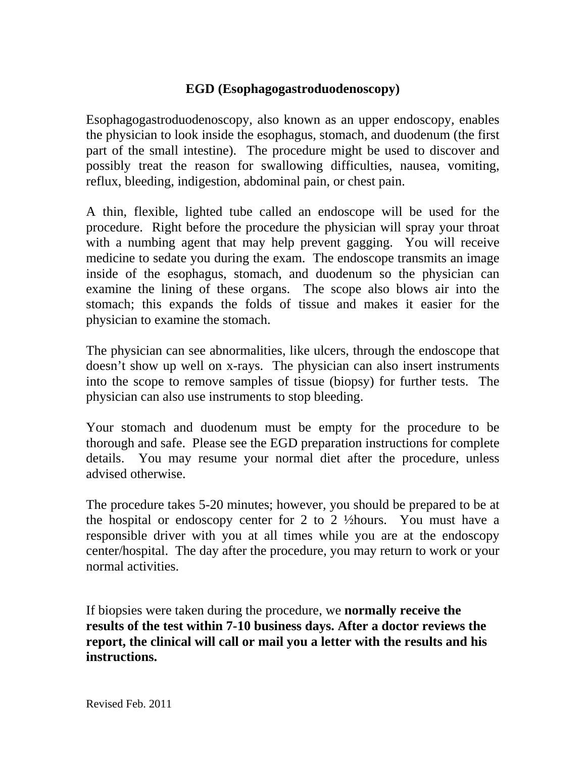# EGD (Esophagogastroduodenoscopy)

Esophagogastroduodenoscopy, also known as an upper endoscopy, enables the physician to look inside the esophagus, stomach, and duodenum (the first part of the small intestine). The procedure might be used to discover and possibly treat the reason for swallowing difficulties, nausea, vomiting, reflux, bleeding, indigestion, abdominal pain, or chest pain.

A thin, flexible, lighted tube called an endoscope will be used for the procedure. Right before the procedure the physician will spray your throat with a numbing agent that may help prevent gagging. You will receive medicine to sedate you during the exam. The endoscope transmits an image inside of the esophagus, stomach, and duodenum so the physician can examine the lining of these organs. The scope also blows air into the stomach; this expands the folds of tissue and makes it easier for the physician to examine the stomach.

The physician can see abnormalities, like ulcers, through the endoscope that doesn't show up well on x-rays. The physician can also insert instruments into the scope to remove samples of tissue (biopsy) for further tests. The physician can also use instruments to stop bleeding.

Your stomach and duodenum must be empty for the procedure to be thorough and safe. Please see the EGD preparation instructions for complete details. You may resume your normal diet after the procedure, unless advised otherwise.

The procedure takes 5-20 minutes; however, you should be prepared to be at the hospital or endoscopy center for 2 to 2 ½hours. You must have a responsible driver with you at all times while you are at the endoscopy center/hospital. The day after the procedure, you may return to work or your normal activities.

If biopsies were taken during the procedure, we **normally receive the results of the test within 7-10 business days. After a doctor reviews the report, the clinical will call or mail you a letter with the results and his instructions.**

Revised Feb. 2011